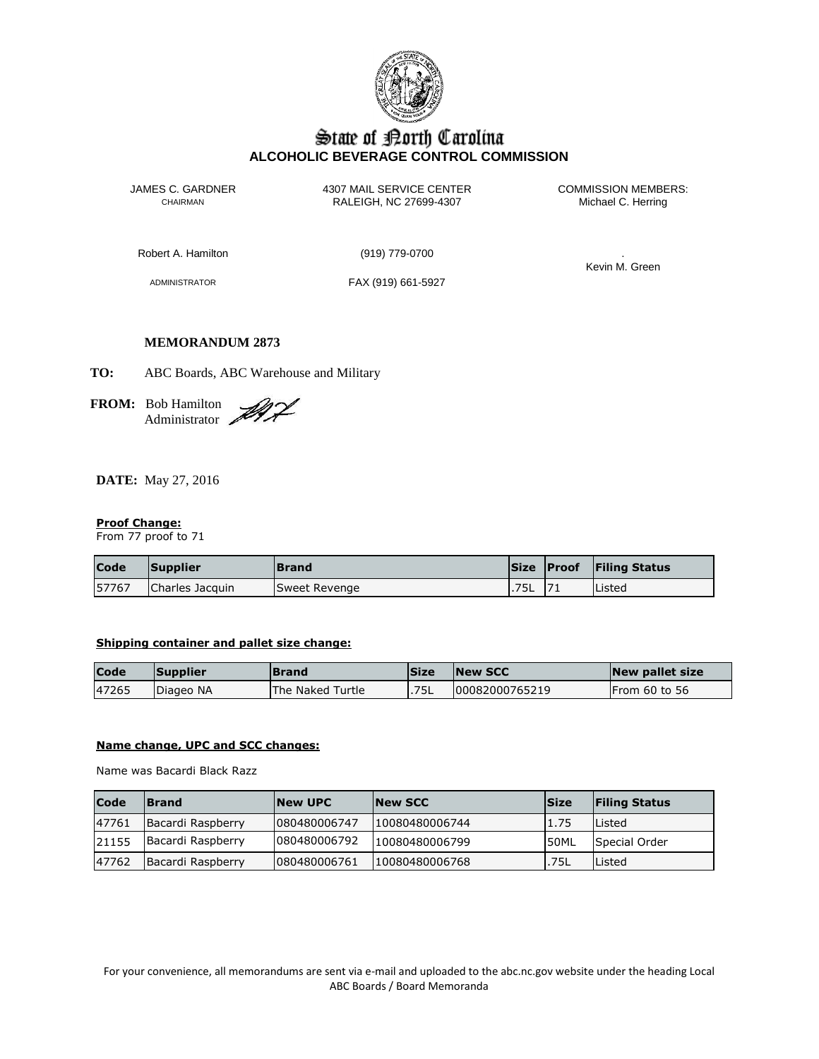# State of North Carolina
## ALCOHOLIC BEVERAGE CONTROL COMMISSION

JAMES C. GARDNER
CHAIRMAN

4307 MAIL SERVICE CENTER
RALEIGH, NC 27699-4307

COMMISSION MEMBERS:
Michael C. Herring

Robert A. Hamilton

(919) 779-0700

.
Kevin M. Green

ADMINISTRATOR

FAX (919) 661-5927

**MEMORANDUM 2873**

**TO:** ABC Boards, ABC Warehouse and Military

**FROM:** Bob Hamilton
Administrator

**DATE:** May 27, 2016

**Proof Change:**
From 77 proof to 71

| Code | Supplier | Brand | Size | Proof | Filing Status |
|---|---|---|---|---|---|
| 57767 | Charles Jacquin | Sweet Revenge | .75L | 71 | Listed |

**Shipping container and pallet size change:**

| Code | Supplier | Brand | Size | New SCC | New pallet size |
|---|---|---|---|---|---|
| 47265 | Diageo NA | The Naked Turtle | .75L | 00082000765219 | From 60 to 56 |

**Name change, UPC and SCC changes:**

Name was Bacardi Black Razz

| Code | Brand | New UPC | New SCC | Size | Filing Status |
|---|---|---|---|---|---|
| 47761 | Bacardi Raspberry | 080480006747 | 10080480006744 | 1.75 | Listed |
| 21155 | Bacardi Raspberry | 080480006792 | 10080480006799 | 50ML | Special Order |
| 47762 | Bacardi Raspberry | 080480006761 | 10080480006768 | .75L | Listed |

For your convenience, all memorandums are sent via e-mail and uploaded to the abc.nc.gov website under the heading Local ABC Boards / Board Memoranda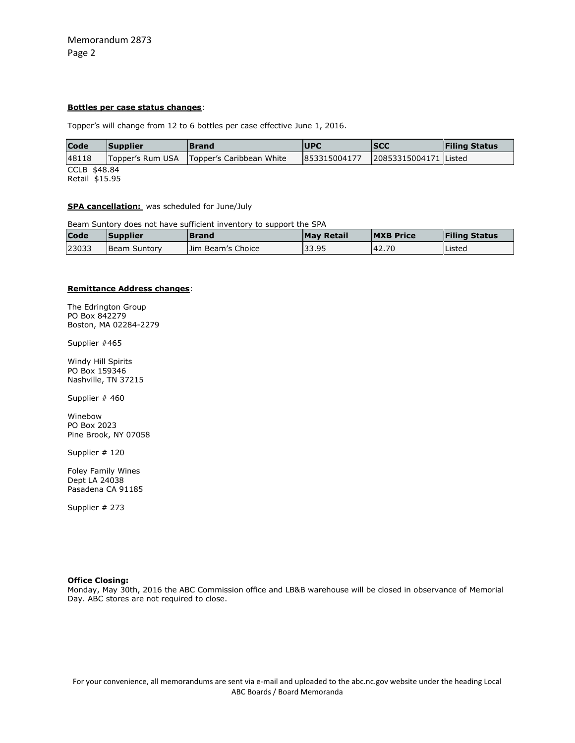**Bottles per case status changes**:

Topper's will change from 12 to 6 bottles per case effective June 1, 2016.

| Code | Supplier | Brand | UPC | SCC | Filing Status |
|---|---|---|---|---|---|
| 48118 | Topper's Rum USA | Topper's Caribbean White | 853315004177 | 20853315004171 | Listed |

CCLB $48.84
Retail $15.95

**SPA cancellation:** was scheduled for June/July

Beam Suntory does not have sufficient inventory to support the SPA

| Code | Supplier | Brand | May Retail | MXB Price | Filing Status |
|---|---|---|---|---|---|
| 23033 | Beam Suntory | Jim Beam's Choice | 33.95 | 42.70 | Listed |

**Remittance Address changes**:

The Edrington Group
PO Box 842279
Boston, MA 02284-2279

Supplier #465

Windy Hill Spirits
PO Box 159346
Nashville, TN 37215

Supplier # 460

Winebow
PO Box 2023
Pine Brook, NY 07058

Supplier # 120

Foley Family Wines
Dept LA 24038
Pasadena CA 91185

Supplier # 273

**Office Closing:**
Monday, May 30th, 2016 the ABC Commission office and LB&B warehouse will be closed in observance of Memorial Day. ABC stores are not required to close.

For your convenience, all memorandums are sent via e-mail and uploaded to the abc.nc.gov website under the heading Local ABC Boards / Board Memoranda